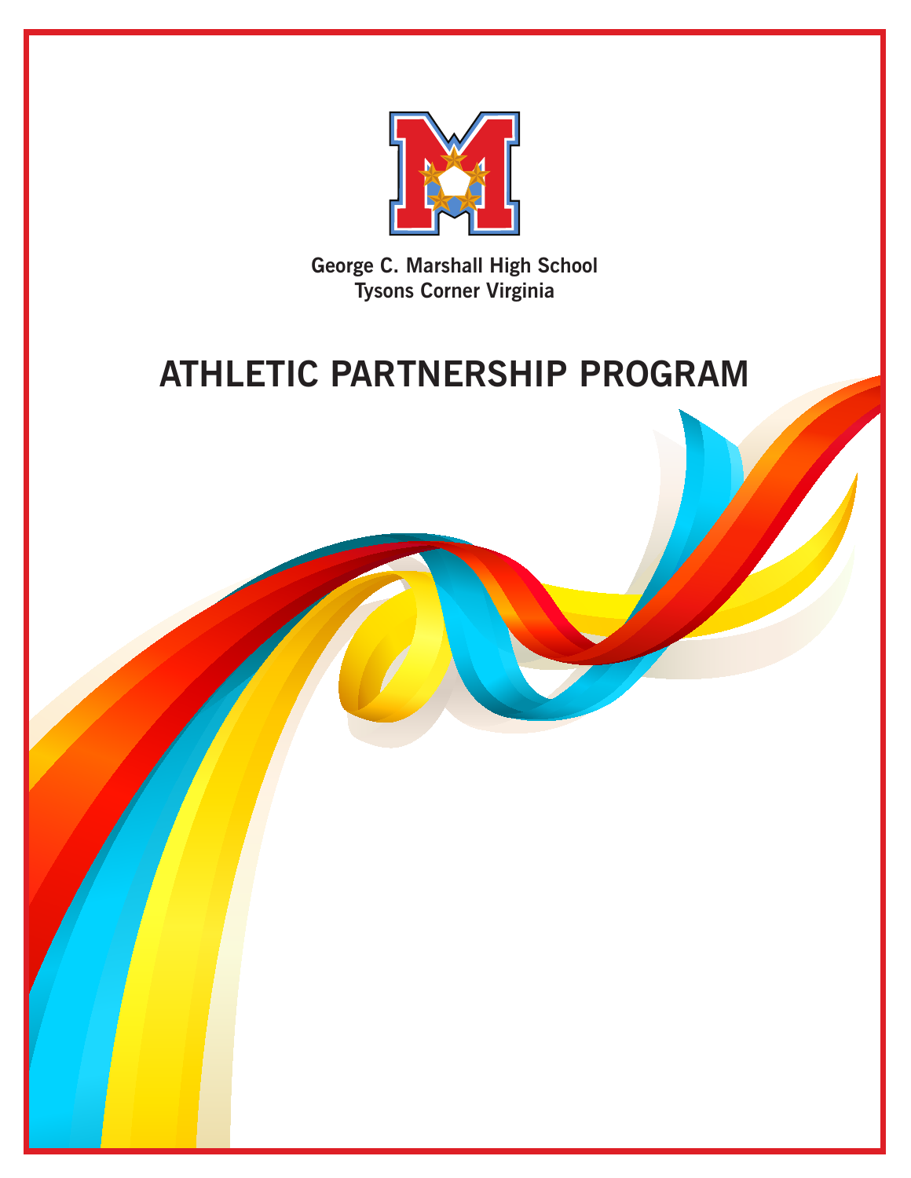George C. Marshall High School
Tysons Corner Virginia

# ATHLETIC PARTNERSHIP PROGRAM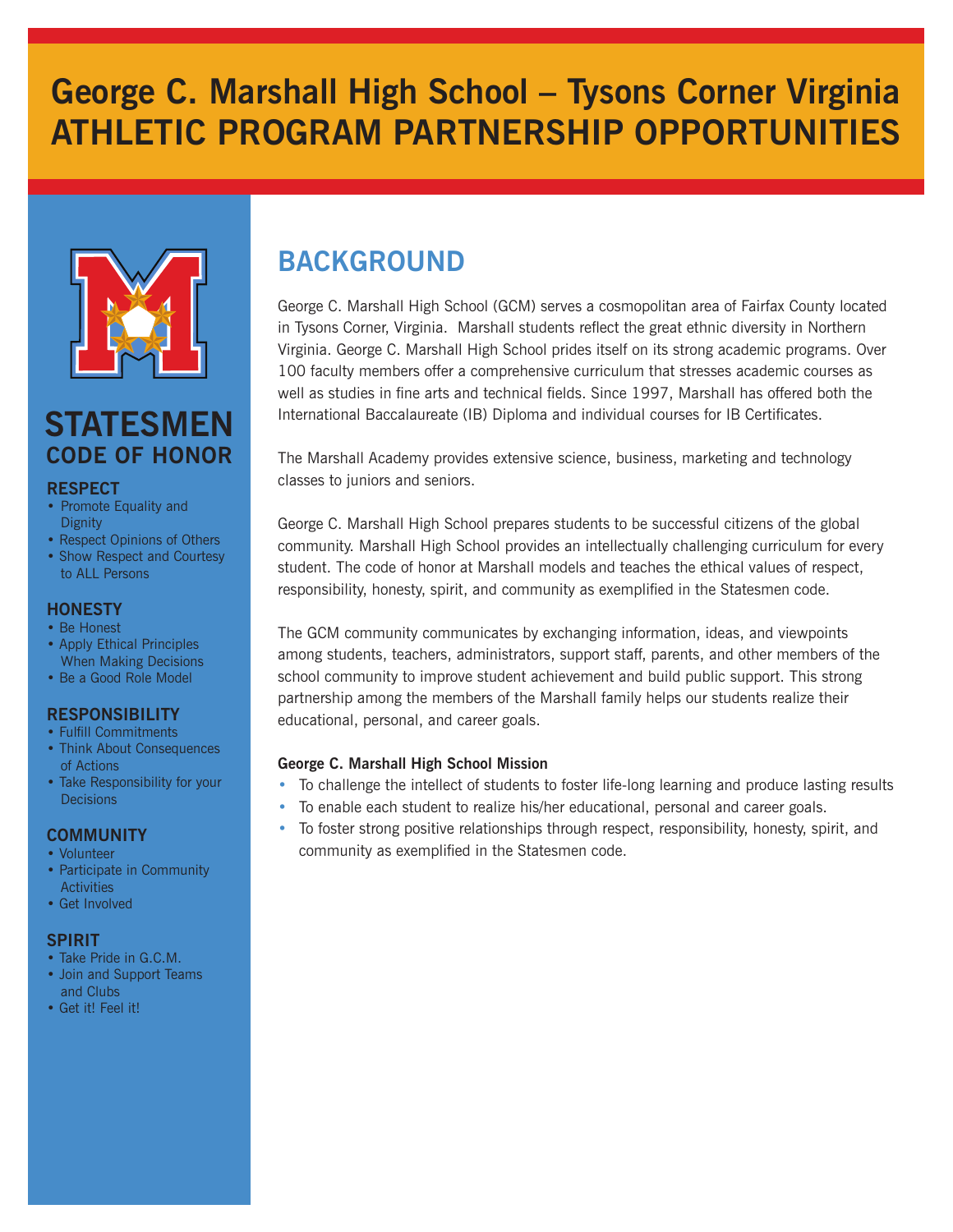# George C. Marshall High School – Tysons Corner Virginia
# ATHLETIC PROGRAM PARTNERSHIP OPPORTUNITIES

## BACKGROUND

George C. Marshall High School (GCM) serves a cosmopolitan area of Fairfax County located in Tysons Corner, Virginia. Marshall students reflect the great ethnic diversity in Northern Virginia. George C. Marshall High School prides itself on its strong academic programs. Over 100 faculty members offer a comprehensive curriculum that stresses academic courses as well as studies in fine arts and technical fields. Since 1997, Marshall has offered both the International Baccalaureate (IB) Diploma and individual courses for IB Certificates.

The Marshall Academy provides extensive science, business, marketing and technology classes to juniors and seniors.

George C. Marshall High School prepares students to be successful citizens of the global community. Marshall High School provides an intellectually challenging curriculum for every student. The code of honor at Marshall models and teaches the ethical values of respect, responsibility, honesty, spirit, and community as exemplified in the Statesmen code.

The GCM community communicates by exchanging information, ideas, and viewpoints among students, teachers, administrators, support staff, parents, and other members of the school community to improve student achievement and build public support. This strong partnership among the members of the Marshall family helps our students realize their educational, personal, and career goals.

**George C. Marshall High School Mission**

- To challenge the intellect of students to foster life-long learning and produce lasting results
- To enable each student to realize his/her educational, personal and career goals.
- To foster strong positive relationships through respect, responsibility, honesty, spirit, and community as exemplified in the Statesmen code.

## STATESMEN CODE OF HONOR

### RESPECT
- Promote Equality and Dignity
- Respect Opinions of Others
- Show Respect and Courtesy to ALL Persons

### HONESTY
- Be Honest
- Apply Ethical Principles When Making Decisions
- Be a Good Role Model

### RESPONSIBILITY
- Fulfill Commitments
- Think About Consequences of Actions
- Take Responsibility for your Decisions

### COMMUNITY
- Volunteer
- Participate in Community Activities
- Get Involved

### SPIRIT
- Take Pride in G.C.M.
- Join and Support Teams and Clubs
- Get it! Feel it!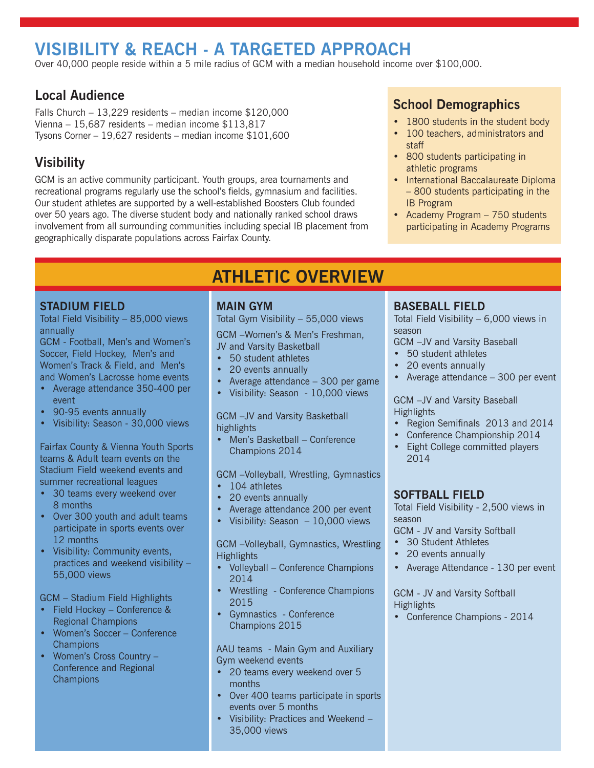# VISIBILITY & REACH - A TARGETED APPROACH

Over 40,000 people reside within a 5 mile radius of GCM with a median household income over $100,000.

## Local Audience

Falls Church – 13,229 residents – median income $120,000
Vienna – 15,687 residents – median income $113,817
Tysons Corner – 19,627 residents – median income $101,600

## Visibility

GCM is an active community participant. Youth groups, area tournaments and recreational programs regularly use the school's fields, gymnasium and facilities. Our student athletes are supported by a well-established Boosters Club founded over 50 years ago. The diverse student body and nationally ranked school draws involvement from all surrounding communities including special IB placement from geographically disparate populations across Fairfax County.

## School Demographics

- 1800 students in the student body
- 100 teachers, administrators and staff
- 800 students participating in athletic programs
- International Baccalaureate Diploma – 800 students participating in the IB Program
- Academy Program – 750 students participating in Academy Programs

# ATHLETIC OVERVIEW

## STADIUM FIELD

Total Field Visibility – 85,000 views annually

GCM - Football, Men's and Women's Soccer, Field Hockey, Men's and Women's Track & Field, and Men's and Women's Lacrosse home events

- Average attendance 350-400 per event
- 90-95 events annually
- Visibility: Season - 30,000 views

Fairfax County & Vienna Youth Sports teams & Adult team events on the Stadium Field weekend events and summer recreational leagues

- 30 teams every weekend over 8 months
- Over 300 youth and adult teams participate in sports events over 12 months
- Visibility: Community events, practices and weekend visibility – 55,000 views

GCM – Stadium Field Highlights

- Field Hockey – Conference & Regional Champions
- Women's Soccer – Conference Champions
- Women's Cross Country – Conference and Regional Champions

## MAIN GYM

Total Gym Visibility – 55,000 views

GCM –Women's & Men's Freshman, JV and Varsity Basketball

- 50 student athletes
- 20 events annually
- Average attendance – 300 per game
- Visibility: Season - 10,000 views

GCM –JV and Varsity Basketball highlights

- Men's Basketball – Conference Champions 2014

GCM –Volleyball, Wrestling, Gymnastics

- 104 athletes
- 20 events annually
- Average attendance 200 per event
- Visibility: Season – 10,000 views

GCM –Volleyball, Gymnastics, Wrestling Highlights

- Volleyball – Conference Champions 2014
- Wrestling - Conference Champions 2015
- Gymnastics - Conference Champions 2015

AAU teams - Main Gym and Auxiliary Gym weekend events

- 20 teams every weekend over 5 months
- Over 400 teams participate in sports events over 5 months
- Visibility: Practices and Weekend – 35,000 views

## BASEBALL FIELD

Total Field Visibility – 6,000 views in season

GCM –JV and Varsity Baseball

- 50 student athletes
- 20 events annually
- Average attendance – 300 per event

GCM –JV and Varsity Baseball Highlights

- Region Semifinals 2013 and 2014
- Conference Championship 2014
- Eight College committed players 2014

## SOFTBALL FIELD

Total Field Visibility - 2,500 views in season

GCM - JV and Varsity Softball

- 30 Student Athletes
- 20 events annually
- Average Attendance - 130 per event

GCM - JV and Varsity Softball Highlights

- Conference Champions - 2014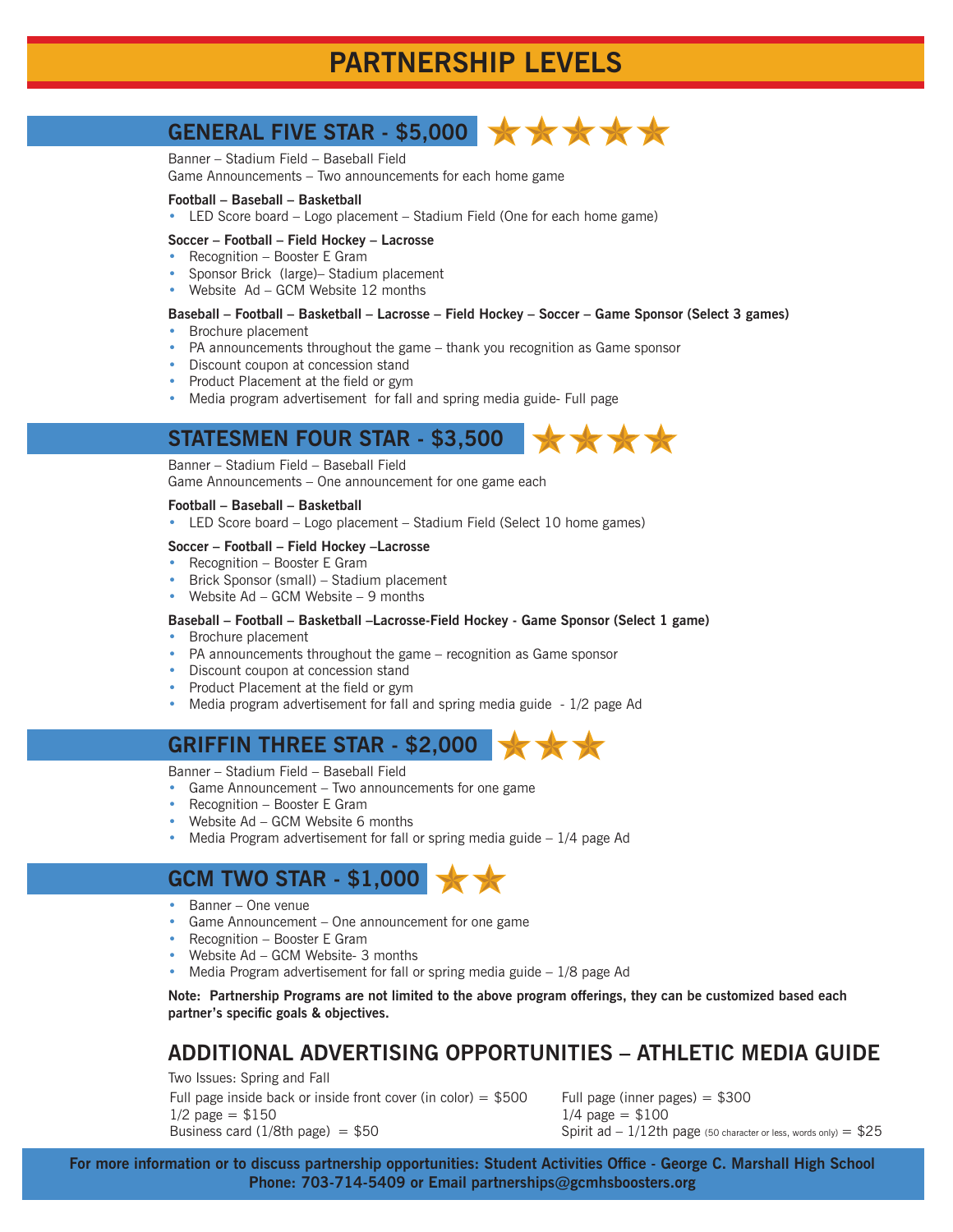# PARTNERSHIP LEVELS

## GENERAL FIVE STAR - $5,000

Banner – Stadium Field – Baseball Field
Game Announcements – Two announcements for each home game

**Football – Baseball – Basketball**

- LED Score board – Logo placement – Stadium Field (One for each home game)

**Soccer – Football – Field Hockey – Lacrosse**

- Recognition – Booster E Gram
- Sponsor Brick (large)– Stadium placement
- Website Ad – GCM Website 12 months

**Baseball – Football – Basketball – Lacrosse – Field Hockey – Soccer – Game Sponsor (Select 3 games)**

- Brochure placement
- PA announcements throughout the game – thank you recognition as Game sponsor
- Discount coupon at concession stand
- Product Placement at the field or gym
- Media program advertisement for fall and spring media guide- Full page

## STATESMEN FOUR STAR - $3,500

Banner – Stadium Field – Baseball Field
Game Announcements – One announcement for one game each

**Football – Baseball – Basketball**

- LED Score board – Logo placement – Stadium Field (Select 10 home games)

**Soccer – Football – Field Hockey –Lacrosse**

- Recognition – Booster E Gram
- Brick Sponsor (small) – Stadium placement
- Website Ad – GCM Website – 9 months

**Baseball – Football – Basketball –Lacrosse-Field Hockey - Game Sponsor (Select 1 game)**

- Brochure placement
- PA announcements throughout the game – recognition as Game sponsor
- Discount coupon at concession stand
- Product Placement at the field or gym
- Media program advertisement for fall and spring media guide - 1/2 page Ad

## GRIFFIN THREE STAR - $2,000

Banner – Stadium Field – Baseball Field

- Game Announcement – Two announcements for one game
- Recognition – Booster E Gram
- Website Ad – GCM Website 6 months
- Media Program advertisement for fall or spring media guide – 1/4 page Ad

## GCM TWO STAR - $1,000

- Banner – One venue
- Game Announcement – One announcement for one game
- Recognition – Booster E Gram
- Website Ad – GCM Website- 3 months
- Media Program advertisement for fall or spring media guide – 1/8 page Ad

**Note: Partnership Programs are not limited to the above program offerings, they can be customized based each partner's specific goals & objectives.**

## ADDITIONAL ADVERTISING OPPORTUNITIES – ATHLETIC MEDIA GUIDE

Two Issues: Spring and Fall

Full page inside back or inside front cover (in color) = $500
1/2 page = $150
Business card (1/8th page) = $50
Full page (inner pages) = $300
1/4 page = $100
Spirit ad – 1/12th page (50 character or less, words only) = $25

**For more information or to discuss partnership opportunities: Student Activities Office - George C. Marshall High School**
**Phone: 703-714-5409 or Email partnerships@gcmhsboosters.org**